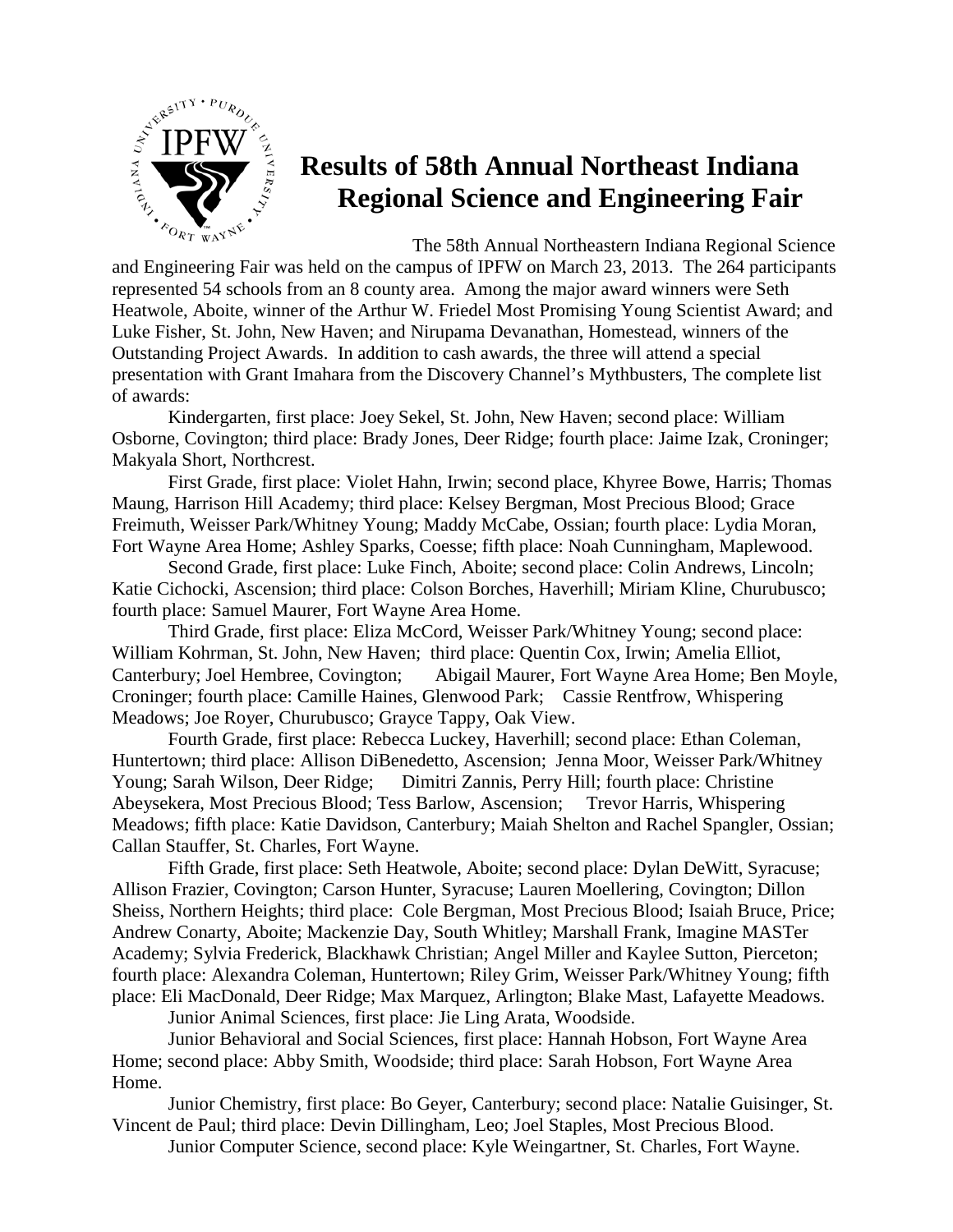# Results of 58th Annual Northeast Indiana Regional Science and Engineering Fair

The 58th Annual Northeastern Indiana Regional Science and Engineering Fair was held on the campus of IPFW on March 23, 2013. The 264 participants represented 54 schools from an 8 county area. Among the major award winners were Seth Heatwole, Aboite, winner of the Arthur W. Friedel Most Promising Young Scientist Award; and Luke Fisher, St. John, New Haven; and Nirupama Devanathan, Homestead, winners of the Outstanding Project Awards. In addition to cash awards, the three will attend a special presentation with Grant Imahara from the Discovery Channel's Mythbusters, The complete list of awards:

Kindergarten, first place: Joey Sekel, St. John, New Haven; second place: William Osborne, Covington; third place: Brady Jones, Deer Ridge; fourth place: Jaime Izak, Croninger; Makyala Short, Northcrest.

First Grade, first place: Violet Hahn, Irwin; second place, Khyree Bowe, Harris; Thomas Maung, Harrison Hill Academy; third place: Kelsey Bergman, Most Precious Blood; Grace Freimuth, Weisser Park/Whitney Young; Maddy McCabe, Ossian; fourth place: Lydia Moran, Fort Wayne Area Home; Ashley Sparks, Coesse; fifth place: Noah Cunningham, Maplewood.

Second Grade, first place: Luke Finch, Aboite; second place: Colin Andrews, Lincoln; Katie Cichocki, Ascension; third place: Colson Borches, Haverhill; Miriam Kline, Churubusco; fourth place: Samuel Maurer, Fort Wayne Area Home.

Third Grade, first place: Eliza McCord, Weisser Park/Whitney Young; second place: William Kohrman, St. John, New Haven; third place: Quentin Cox, Irwin; Amelia Elliot, Canterbury; Joel Hembree, Covington; Abigail Maurer, Fort Wayne Area Home; Ben Moyle, Croninger; fourth place: Camille Haines, Glenwood Park; Cassie Rentfrow, Whispering Meadows; Joe Royer, Churubusco; Grayce Tappy, Oak View.

Fourth Grade, first place: Rebecca Luckey, Haverhill; second place: Ethan Coleman, Huntertown; third place: Allison DiBenedetto, Ascension; Jenna Moor, Weisser Park/Whitney Young; Sarah Wilson, Deer Ridge; Dimitri Zannis, Perry Hill; fourth place: Christine Abeysekera, Most Precious Blood; Tess Barlow, Ascension; Trevor Harris, Whispering Meadows; fifth place: Katie Davidson, Canterbury; Maiah Shelton and Rachel Spangler, Ossian; Callan Stauffer, St. Charles, Fort Wayne.

Fifth Grade, first place: Seth Heatwole, Aboite; second place: Dylan DeWitt, Syracuse; Allison Frazier, Covington; Carson Hunter, Syracuse; Lauren Moellering, Covington; Dillon Sheiss, Northern Heights; third place: Cole Bergman, Most Precious Blood; Isaiah Bruce, Price; Andrew Conarty, Aboite; Mackenzie Day, South Whitley; Marshall Frank, Imagine MASTer Academy; Sylvia Frederick, Blackhawk Christian; Angel Miller and Kaylee Sutton, Pierceton; fourth place: Alexandra Coleman, Huntertown; Riley Grim, Weisser Park/Whitney Young; fifth place: Eli MacDonald, Deer Ridge; Max Marquez, Arlington; Blake Mast, Lafayette Meadows.

Junior Animal Sciences, first place: Jie Ling Arata, Woodside.

Junior Behavioral and Social Sciences, first place: Hannah Hobson, Fort Wayne Area Home; second place: Abby Smith, Woodside; third place: Sarah Hobson, Fort Wayne Area Home.

Junior Chemistry, first place: Bo Geyer, Canterbury; second place: Natalie Guisinger, St. Vincent de Paul; third place: Devin Dillingham, Leo; Joel Staples, Most Precious Blood.

Junior Computer Science, second place: Kyle Weingartner, St. Charles, Fort Wayne.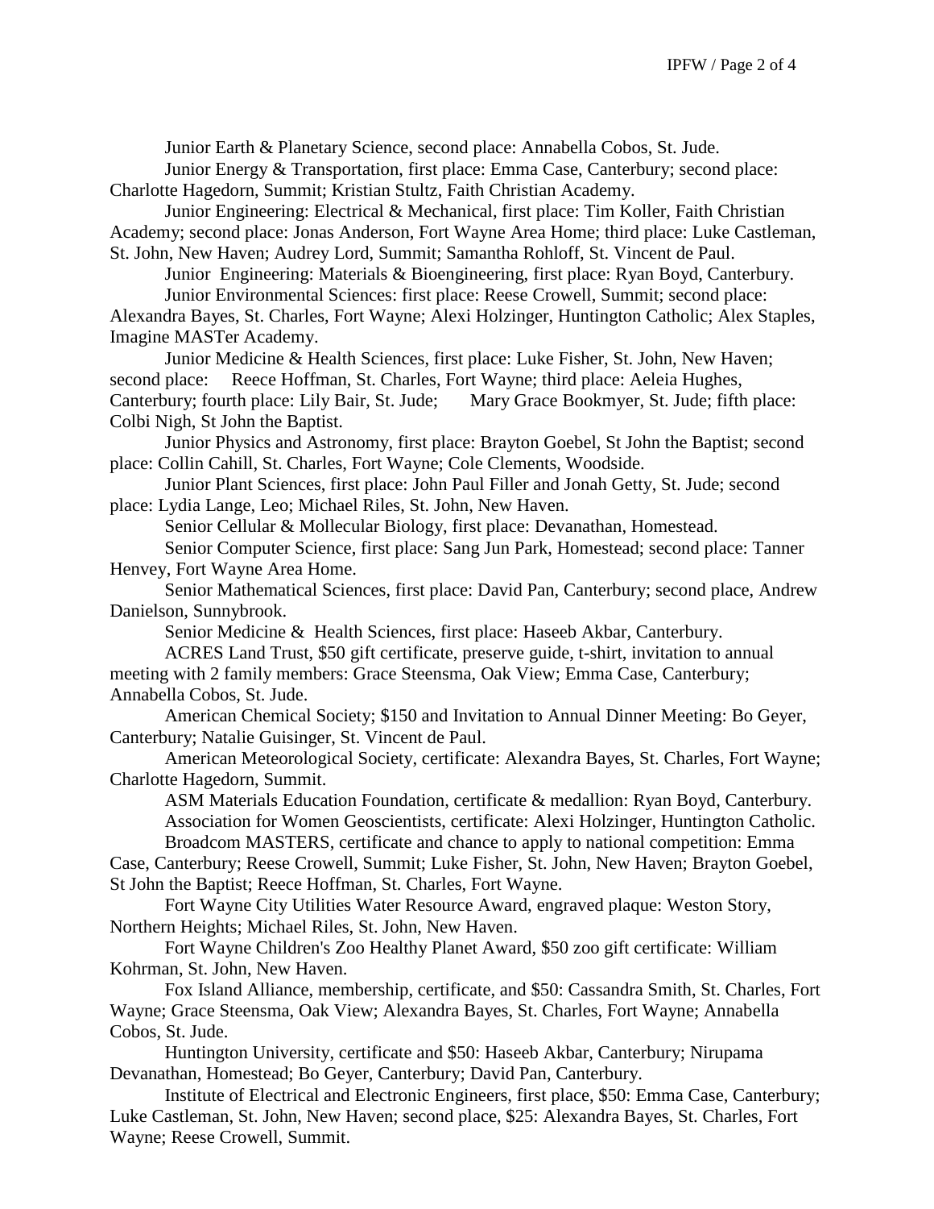Junior Earth & Planetary Science, second place: Annabella Cobos, St. Jude.

Junior Energy & Transportation, first place: Emma Case, Canterbury; second place: Charlotte Hagedorn, Summit; Kristian Stultz, Faith Christian Academy.

Junior Engineering: Electrical & Mechanical, first place: Tim Koller, Faith Christian Academy; second place: Jonas Anderson, Fort Wayne Area Home; third place: Luke Castleman, St. John, New Haven; Audrey Lord, Summit; Samantha Rohloff, St. Vincent de Paul.

Junior Engineering: Materials & Bioengineering, first place: Ryan Boyd, Canterbury.

Junior Environmental Sciences: first place: Reese Crowell, Summit; second place: Alexandra Bayes, St. Charles, Fort Wayne; Alexi Holzinger, Huntington Catholic; Alex Staples, Imagine MASTer Academy.

Junior Medicine & Health Sciences, first place: Luke Fisher, St. John, New Haven; second place: Reece Hoffman, St. Charles, Fort Wayne; third place: Aeleia Hughes, Canterbury; fourth place: Lily Bair, St. Jude; Mary Grace Bookmyer, St. Jude; fifth place: Colbi Nigh, St John the Baptist.

Junior Physics and Astronomy, first place: Brayton Goebel, St John the Baptist; second place: Collin Cahill, St. Charles, Fort Wayne; Cole Clements, Woodside.

Junior Plant Sciences, first place: John Paul Filler and Jonah Getty, St. Jude; second place: Lydia Lange, Leo; Michael Riles, St. John, New Haven.

Senior Cellular & Mollecular Biology, first place: Devanathan, Homestead.

Senior Computer Science, first place: Sang Jun Park, Homestead; second place: Tanner Henvey, Fort Wayne Area Home.

Senior Mathematical Sciences, first place: David Pan, Canterbury; second place, Andrew Danielson, Sunnybrook.

Senior Medicine & Health Sciences, first place: Haseeb Akbar, Canterbury.

ACRES Land Trust, $50 gift certificate, preserve guide, t-shirt, invitation to annual meeting with 2 family members: Grace Steensma, Oak View; Emma Case, Canterbury; Annabella Cobos, St. Jude.

American Chemical Society; $150 and Invitation to Annual Dinner Meeting: Bo Geyer, Canterbury; Natalie Guisinger, St. Vincent de Paul.

American Meteorological Society, certificate: Alexandra Bayes, St. Charles, Fort Wayne; Charlotte Hagedorn, Summit.

ASM Materials Education Foundation, certificate & medallion: Ryan Boyd, Canterbury.

Association for Women Geoscientists, certificate: Alexi Holzinger, Huntington Catholic.

Broadcom MASTERS, certificate and chance to apply to national competition: Emma Case, Canterbury; Reese Crowell, Summit; Luke Fisher, St. John, New Haven; Brayton Goebel, St John the Baptist; Reece Hoffman, St. Charles, Fort Wayne.

Fort Wayne City Utilities Water Resource Award, engraved plaque: Weston Story, Northern Heights; Michael Riles, St. John, New Haven.

Fort Wayne Children's Zoo Healthy Planet Award, $50 zoo gift certificate: William Kohrman, St. John, New Haven.

Fox Island Alliance, membership, certificate, and $50: Cassandra Smith, St. Charles, Fort Wayne; Grace Steensma, Oak View; Alexandra Bayes, St. Charles, Fort Wayne; Annabella Cobos, St. Jude.

Huntington University, certificate and $50: Haseeb Akbar, Canterbury; Nirupama Devanathan, Homestead; Bo Geyer, Canterbury; David Pan, Canterbury.

Institute of Electrical and Electronic Engineers, first place, $50: Emma Case, Canterbury; Luke Castleman, St. John, New Haven; second place, $25: Alexandra Bayes, St. Charles, Fort Wayne; Reese Crowell, Summit.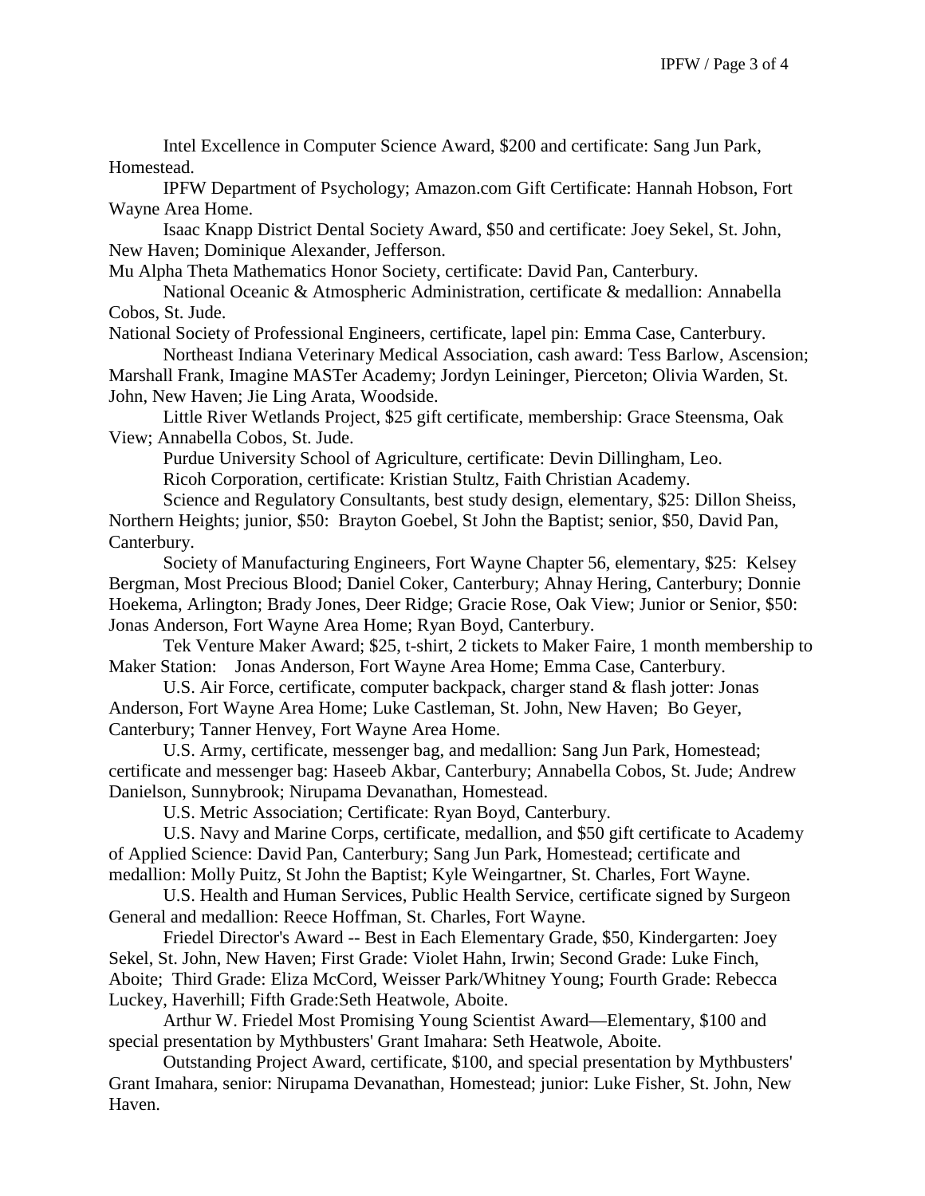Intel Excellence in Computer Science Award, $200 and certificate: Sang Jun Park, Homestead.

IPFW Department of Psychology; Amazon.com Gift Certificate: Hannah Hobson, Fort Wayne Area Home.

Isaac Knapp District Dental Society Award, $50 and certificate: Joey Sekel, St. John, New Haven; Dominique Alexander, Jefferson.

Mu Alpha Theta Mathematics Honor Society, certificate: David Pan, Canterbury.

National Oceanic & Atmospheric Administration, certificate & medallion: Annabella Cobos, St. Jude.

National Society of Professional Engineers, certificate, lapel pin: Emma Case, Canterbury.

Northeast Indiana Veterinary Medical Association, cash award: Tess Barlow, Ascension; Marshall Frank, Imagine MASTer Academy; Jordyn Leininger, Pierceton; Olivia Warden, St. John, New Haven; Jie Ling Arata, Woodside.

Little River Wetlands Project, $25 gift certificate, membership: Grace Steensma, Oak View; Annabella Cobos, St. Jude.

Purdue University School of Agriculture, certificate: Devin Dillingham, Leo.

Ricoh Corporation, certificate: Kristian Stultz, Faith Christian Academy.

Science and Regulatory Consultants, best study design, elementary, $25: Dillon Sheiss, Northern Heights; junior, $50: Brayton Goebel, St John the Baptist; senior, $50, David Pan, Canterbury.

Society of Manufacturing Engineers, Fort Wayne Chapter 56, elementary, $25: Kelsey Bergman, Most Precious Blood; Daniel Coker, Canterbury; Ahnay Hering, Canterbury; Donnie Hoekema, Arlington; Brady Jones, Deer Ridge; Gracie Rose, Oak View; Junior or Senior, $50: Jonas Anderson, Fort Wayne Area Home; Ryan Boyd, Canterbury.

Tek Venture Maker Award; $25, t-shirt, 2 tickets to Maker Faire, 1 month membership to Maker Station: Jonas Anderson, Fort Wayne Area Home; Emma Case, Canterbury.

U.S. Air Force, certificate, computer backpack, charger stand & flash jotter: Jonas Anderson, Fort Wayne Area Home; Luke Castleman, St. John, New Haven; Bo Geyer, Canterbury; Tanner Henvey, Fort Wayne Area Home.

U.S. Army, certificate, messenger bag, and medallion: Sang Jun Park, Homestead; certificate and messenger bag: Haseeb Akbar, Canterbury; Annabella Cobos, St. Jude; Andrew Danielson, Sunnybrook; Nirupama Devanathan, Homestead.

U.S. Metric Association; Certificate: Ryan Boyd, Canterbury.

U.S. Navy and Marine Corps, certificate, medallion, and $50 gift certificate to Academy of Applied Science: David Pan, Canterbury; Sang Jun Park, Homestead; certificate and medallion: Molly Puitz, St John the Baptist; Kyle Weingartner, St. Charles, Fort Wayne.

U.S. Health and Human Services, Public Health Service, certificate signed by Surgeon General and medallion: Reece Hoffman, St. Charles, Fort Wayne.

Friedel Director's Award -- Best in Each Elementary Grade, $50, Kindergarten: Joey Sekel, St. John, New Haven; First Grade: Violet Hahn, Irwin; Second Grade: Luke Finch, Aboite; Third Grade: Eliza McCord, Weisser Park/Whitney Young; Fourth Grade: Rebecca Luckey, Haverhill; Fifth Grade:Seth Heatwole, Aboite.

Arthur W. Friedel Most Promising Young Scientist Award—Elementary, $100 and special presentation by Mythbusters' Grant Imahara: Seth Heatwole, Aboite.

Outstanding Project Award, certificate, $100, and special presentation by Mythbusters' Grant Imahara, senior: Nirupama Devanathan, Homestead; junior: Luke Fisher, St. John, New Haven.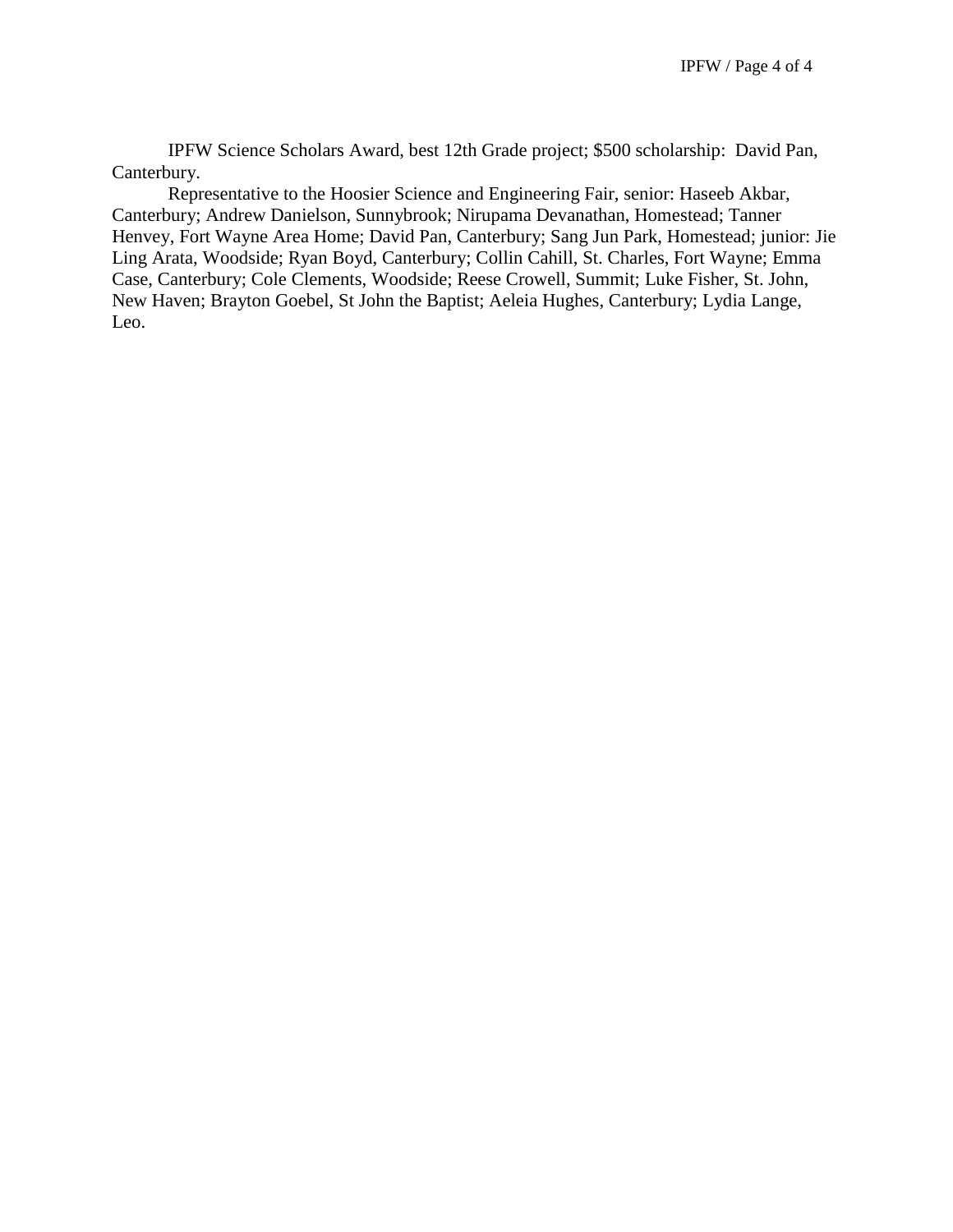IPFW Science Scholars Award, best 12th Grade project; $500 scholarship: David Pan, Canterbury.

Representative to the Hoosier Science and Engineering Fair, senior: Haseeb Akbar, Canterbury; Andrew Danielson, Sunnybrook; Nirupama Devanathan, Homestead; Tanner Henvey, Fort Wayne Area Home; David Pan, Canterbury; Sang Jun Park, Homestead; junior: Jie Ling Arata, Woodside; Ryan Boyd, Canterbury; Collin Cahill, St. Charles, Fort Wayne; Emma Case, Canterbury; Cole Clements, Woodside; Reese Crowell, Summit; Luke Fisher, St. John, New Haven; Brayton Goebel, St John the Baptist; Aeleia Hughes, Canterbury; Lydia Lange, Leo.